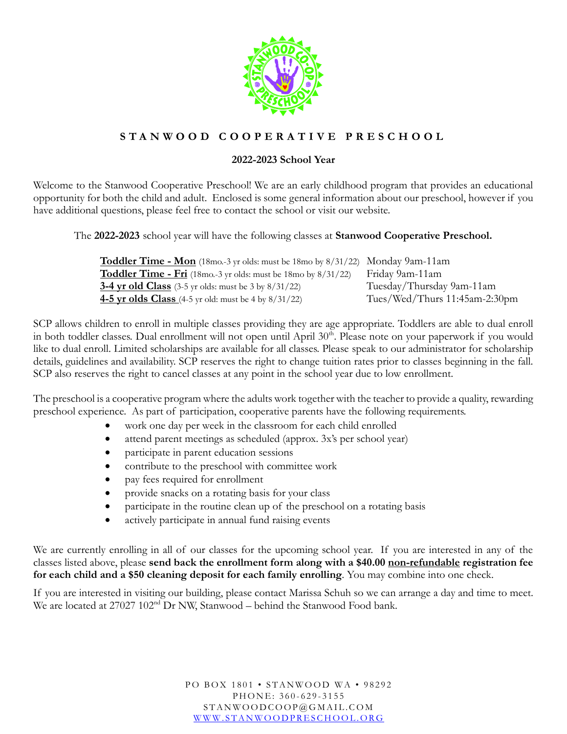# STANWOOD COOPERATIVE PRESCHOOL

**2022-2023 School Year**

Welcome to the Stanwood Cooperative Preschool! We are an early childhood program that provides an educational opportunity for both the child and adult. Enclosed is some general information about our preschool, however if you have additional questions, please feel free to contact the school or visit our website.

The **2022-2023** school year will have the following classes at **Stanwood Cooperative Preschool.**

| Class | Schedule |
|---|---|
| **Toddler Time - Mon** (18mo.-3 yr olds: must be 18mo by 8/31/22) | Monday 9am-11am |
| **Toddler Time - Fri** (18mo.-3 yr olds: must be 18mo by 8/31/22) | Friday 9am-11am |
| **3-4 yr old Class** (3-5 yr olds: must be 3 by 8/31/22) | Tuesday/Thursday 9am-11am |
| **4-5 yr olds Class** (4-5 yr old: must be 4 by 8/31/22) | Tues/Wed/Thurs 11:45am-2:30pm |

SCP allows children to enroll in multiple classes providing they are age appropriate. Toddlers are able to dual enroll in both toddler classes. Dual enrollment will not open until April 30th. Please note on your paperwork if you would like to dual enroll. Limited scholarships are available for all classes. Please speak to our administrator for scholarship details, guidelines and availability. SCP reserves the right to change tuition rates prior to classes beginning in the fall. SCP also reserves the right to cancel classes at any point in the school year due to low enrollment.

The preschool is a cooperative program where the adults work together with the teacher to provide a quality, rewarding preschool experience. As part of participation, cooperative parents have the following requirements.

- work one day per week in the classroom for each child enrolled
- attend parent meetings as scheduled (approx. 3x's per school year)
- participate in parent education sessions
- contribute to the preschool with committee work
- pay fees required for enrollment
- provide snacks on a rotating basis for your class
- participate in the routine clean up of the preschool on a rotating basis
- actively participate in annual fund raising events

We are currently enrolling in all of our classes for the upcoming school year. If you are interested in any of the classes listed above, please **send back the enrollment form along with a $40.00 non-refundable registration fee for each child and a $50 cleaning deposit for each family enrolling**. You may combine into one check.

If you are interested in visiting our building, please contact Marissa Schuh so we can arrange a day and time to meet. We are located at 27027 102nd Dr NW, Stanwood – behind the Stanwood Food bank.

PO BOX 1801 • STANWOOD WA • 98292
PHONE: 360-629-3155
STANWOODCOOP@GMAIL.COM
WWW.STANWOODPRESCHOOL.ORG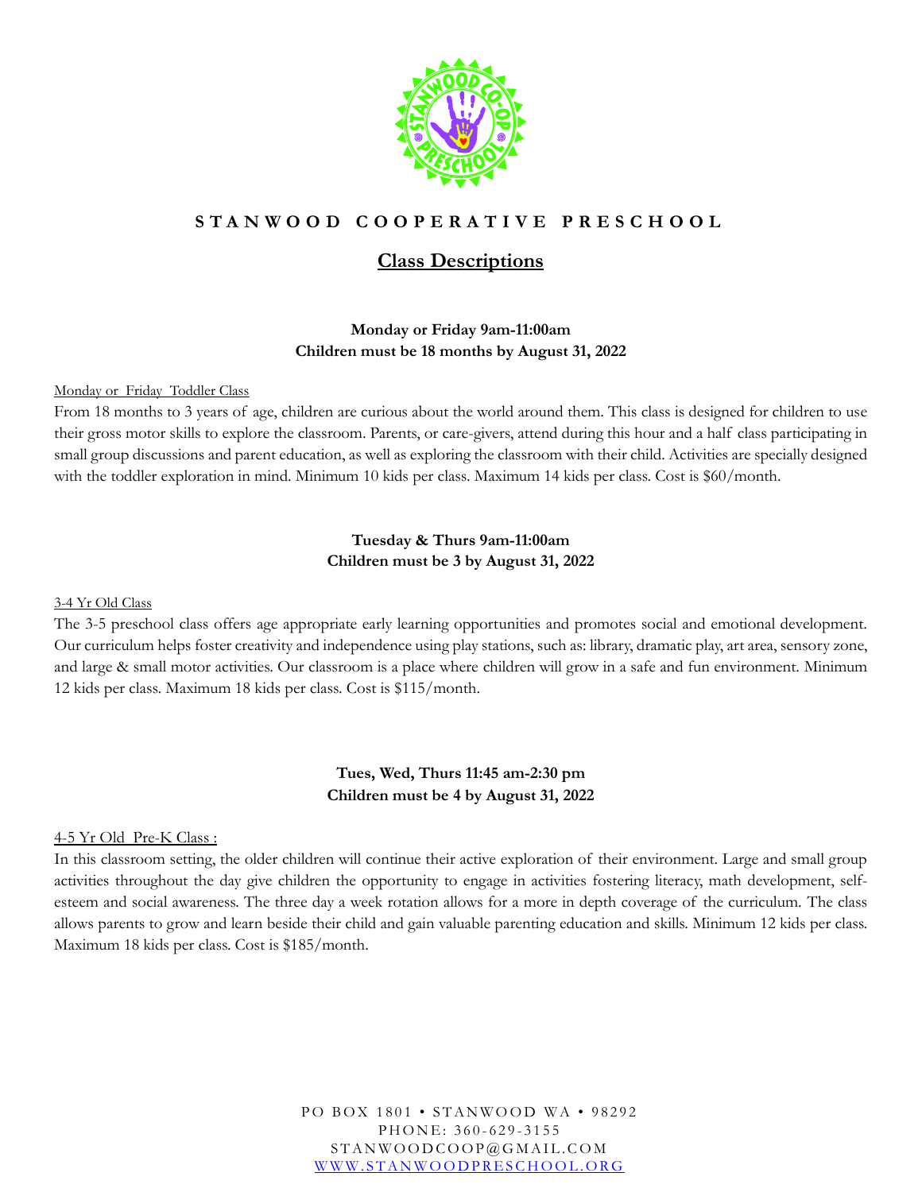# STANWOOD COOPERATIVE PRESCHOOL

## Class Descriptions

**Monday or Friday 9am-11:00am**
**Children must be 18 months by August 31, 2022**

Monday or Friday Toddler Class

From 18 months to 3 years of age, children are curious about the world around them. This class is designed for children to use their gross motor skills to explore the classroom. Parents, or care-givers, attend during this hour and a half class participating in small group discussions and parent education, as well as exploring the classroom with their child. Activities are specially designed with the toddler exploration in mind. Minimum 10 kids per class. Maximum 14 kids per class. Cost is $60/month.

**Tuesday & Thurs 9am-11:00am**
**Children must be 3 by August 31, 2022**

3-4 Yr Old Class

The 3-5 preschool class offers age appropriate early learning opportunities and promotes social and emotional development. Our curriculum helps foster creativity and independence using play stations, such as: library, dramatic play, art area, sensory zone, and large & small motor activities. Our classroom is a place where children will grow in a safe and fun environment. Minimum 12 kids per class. Maximum 18 kids per class. Cost is $115/month.

**Tues, Wed, Thurs 11:45 am-2:30 pm**
**Children must be 4 by August 31, 2022**

4-5 Yr Old Pre-K Class :

In this classroom setting, the older children will continue their active exploration of their environment. Large and small group activities throughout the day give children the opportunity to engage in activities fostering literacy, math development, self-esteem and social awareness. The three day a week rotation allows for a more in depth coverage of the curriculum. The class allows parents to grow and learn beside their child and gain valuable parenting education and skills. Minimum 12 kids per class. Maximum 18 kids per class. Cost is $185/month.

PO BOX 1801 • STANWOOD WA • 98292
PHONE: 360-629-3155
STANWOODCOOP@GMAIL.COM
WWW.STANWOODPRESCHOOL.ORG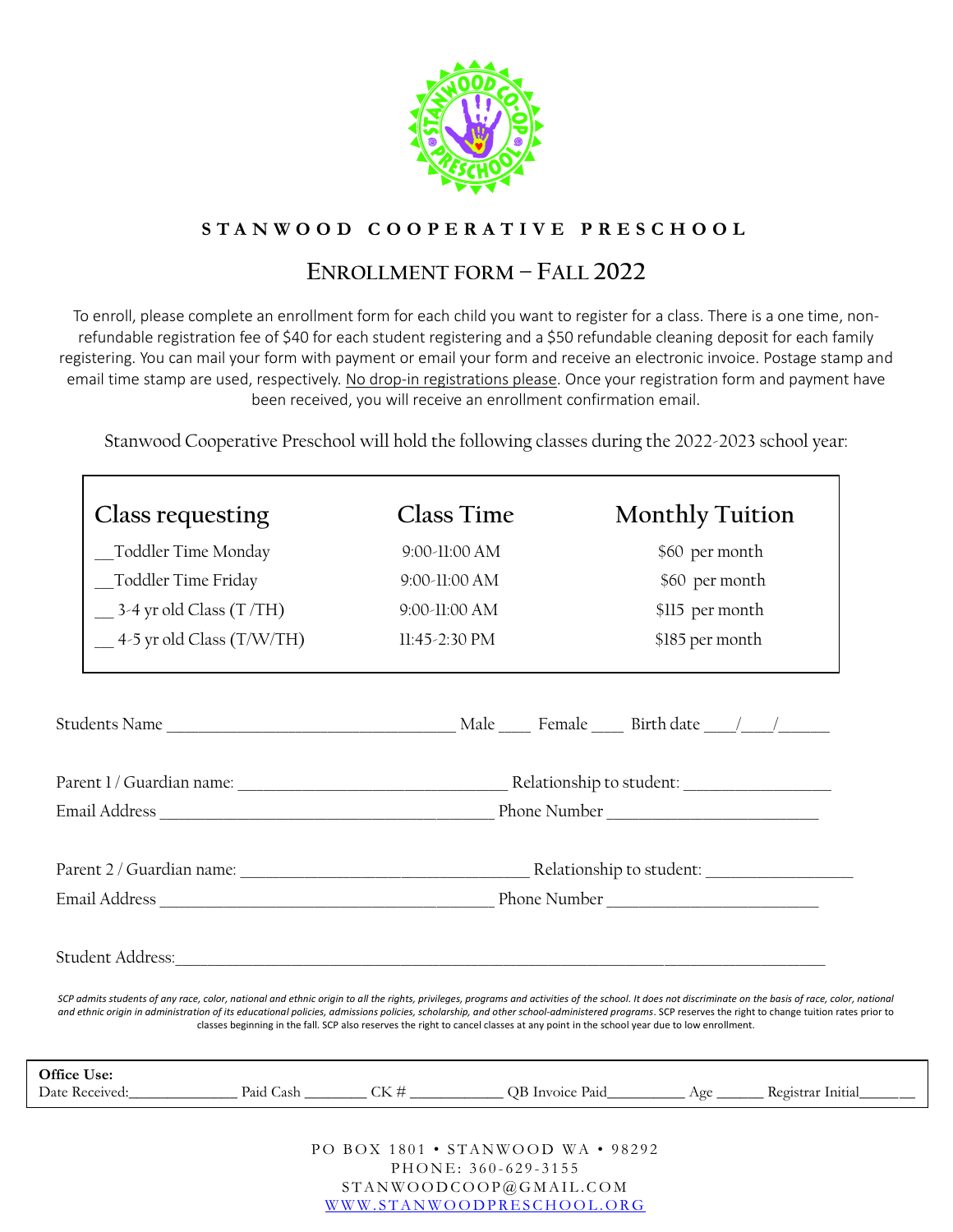# STANWOOD COOPERATIVE PRESCHOOL

## ENROLLMENT FORM – FALL 2022

To enroll, please complete an enrollment form for each child you want to register for a class. There is a one time, non-refundable registration fee of $40 for each student registering and a $50 refundable cleaning deposit for each family registering. You can mail your form with payment or email your form and receive an electronic invoice. Postage stamp and email time stamp are used, respectively. No drop-in registrations please. Once your registration form and payment have been received, you will receive an enrollment confirmation email.

Stanwood Cooperative Preschool will hold the following classes during the 2022-2023 school year:

| Class requesting | Class Time | Monthly Tuition |
|---|---|---|
| __Toddler Time Monday | 9:00-11:00 AM | $60 per month |
| __Toddler Time Friday | 9:00-11:00 AM | $60 per month |
| __ 3-4 yr old Class (T /TH) | 9:00-11:00 AM | $115 per month |
| __ 4-5 yr old Class (T/W/TH) | 11:45-2:30 PM | $185 per month |

Students Name ________________________________ Male ____ Female ____ Birth date ____/____/______

Parent 1 / Guardian name: ______________________________ Relationship to student: ________________

Email Address _____________________________________ Phone Number ________________________

Parent 2 / Guardian name: ______________________________ Relationship to student: ________________

Email Address _____________________________________ Phone Number ________________________

Student Address:________________________________________________________________________

*SCP admits students of any race, color, national and ethnic origin to all the rights, privileges, programs and activities of the school. It does not discriminate on the basis of race, color, national and ethnic origin in administration of its educational policies, admissions policies, scholarship, and other school-administered programs.* SCP reserves the right to change tuition rates prior to classes beginning in the fall. SCP also reserves the right to cancel classes at any point in the school year due to low enrollment.

**Office Use:**
Date Received:______________ Paid Cash ________ CK # ____________ QB Invoice Paid__________ Age ______ Registrar Initial_______

PO BOX 1801 • STANWOOD WA • 98292
PHONE: 360-629-3155
STANWOODCOOP@GMAIL.COM
WWW.STANWOODPRESCHOOL.ORG